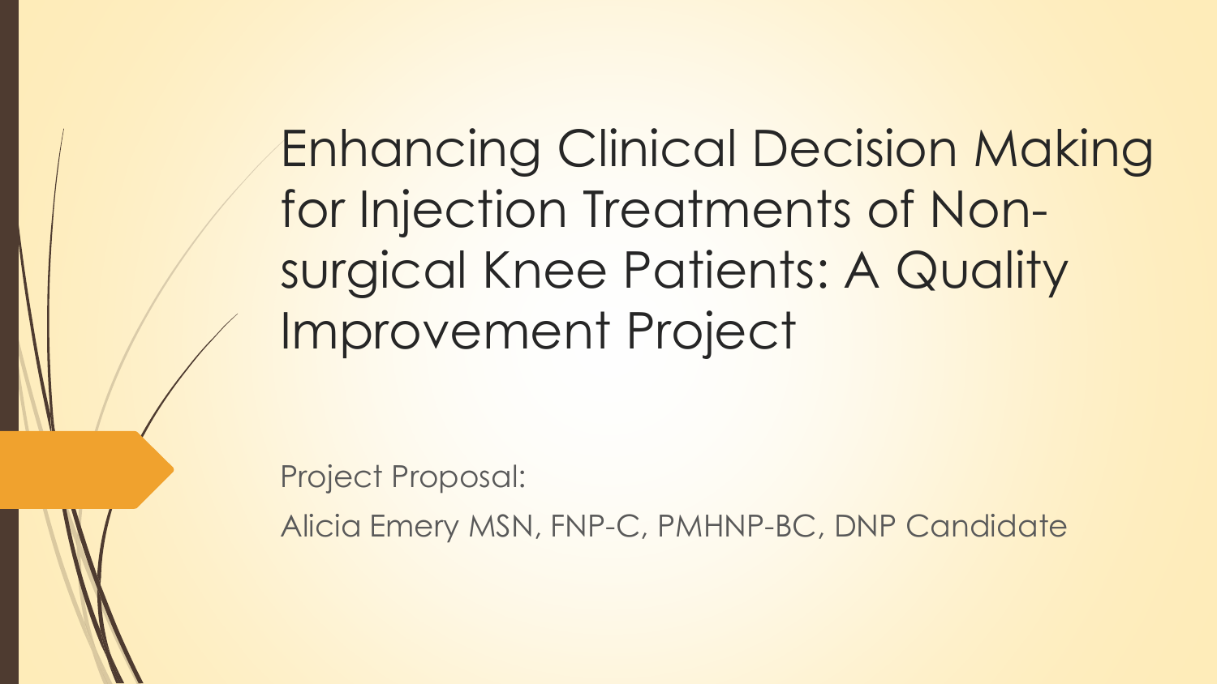# Enhancing Clinical Decision Making for Injection Treatments of Non-surgical Knee Patients: A Quality Improvement Project

Project Proposal:

Alicia Emery MSN, FNP-C, PMHNP-BC, DNP Candidate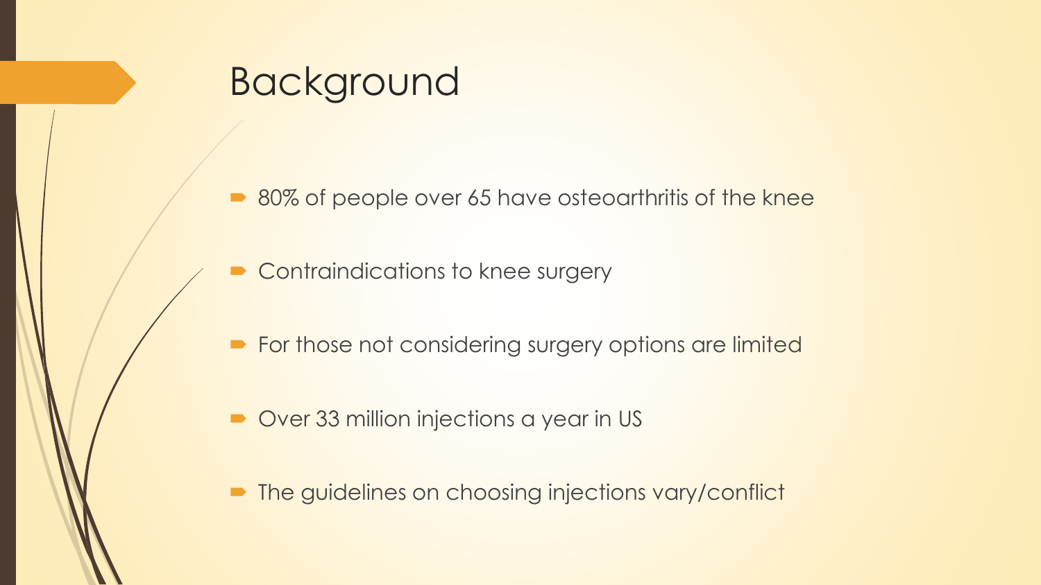# Background

- 80% of people over 65 have osteoarthritis of the knee
- Contraindications to knee surgery
- For those not considering surgery options are limited
- Over 33 million injections a year in US
- The guidelines on choosing injections vary/conflict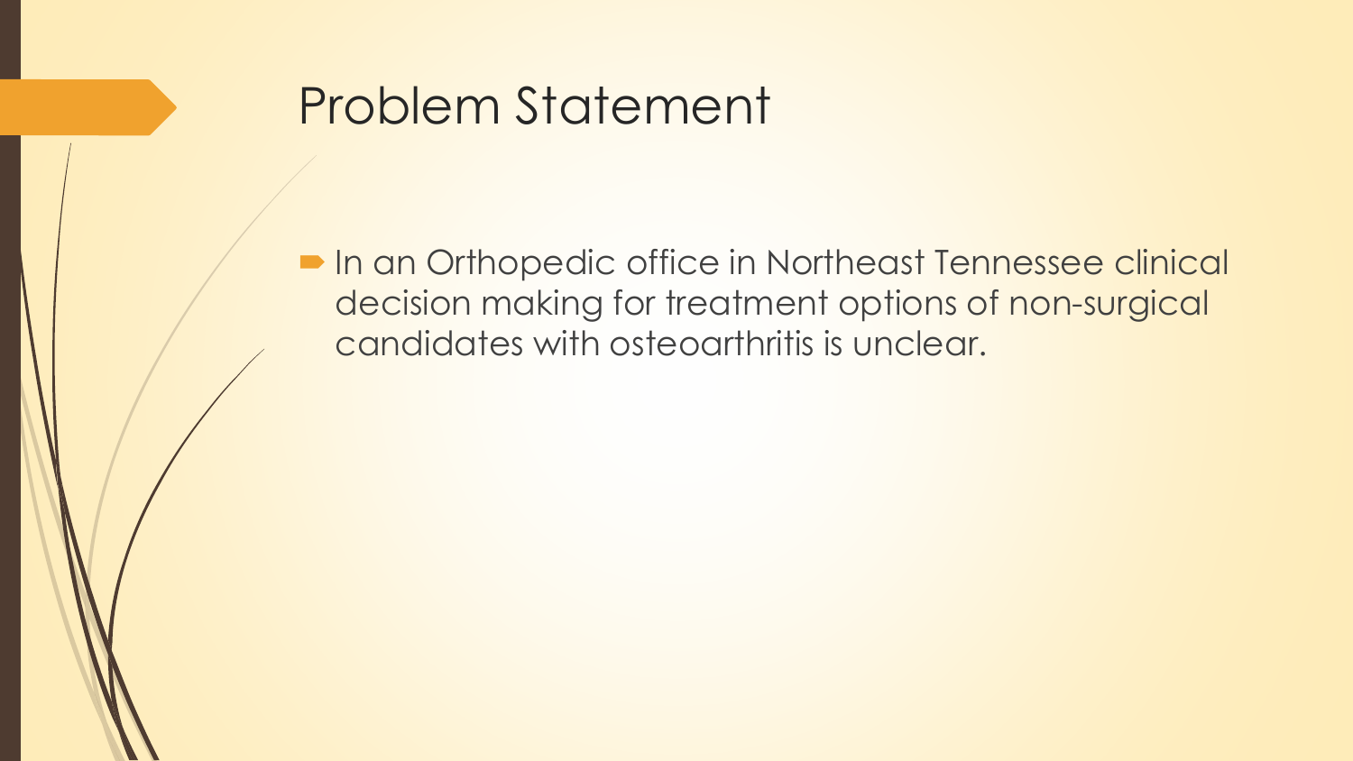# Problem Statement

- In an Orthopedic office in Northeast Tennessee clinical decision making for treatment options of non-surgical candidates with osteoarthritis is unclear.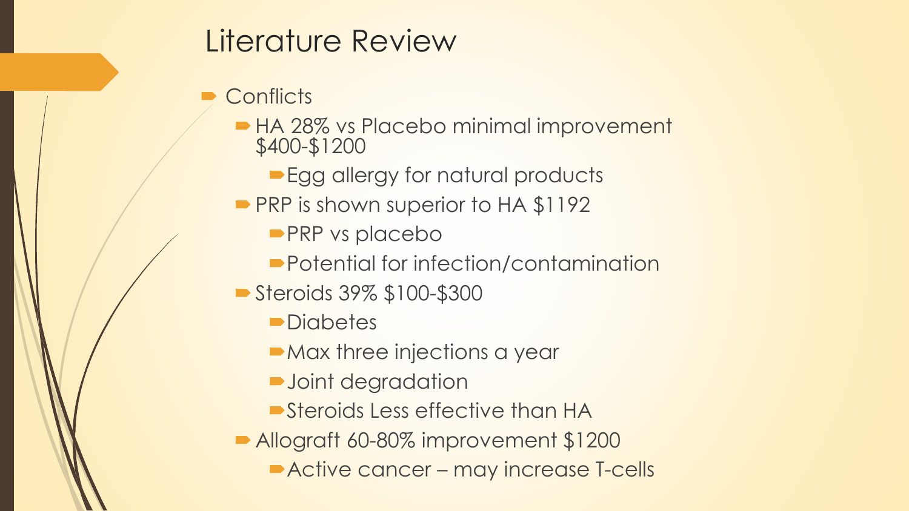# Literature Review

- Conflicts
  - HA 28% vs Placebo minimal improvement $400-$1200
    - Egg allergy for natural products
  - PRP is shown superior to HA $1192
    - PRP vs placebo
    - Potential for infection/contamination
  - Steroids 39% $100-$300
    - Diabetes
    - Max three injections a year
    - Joint degradation
    - Steroids Less effective than HA
  - Allograft 60-80% improvement $1200
    - Active cancer – may increase T-cells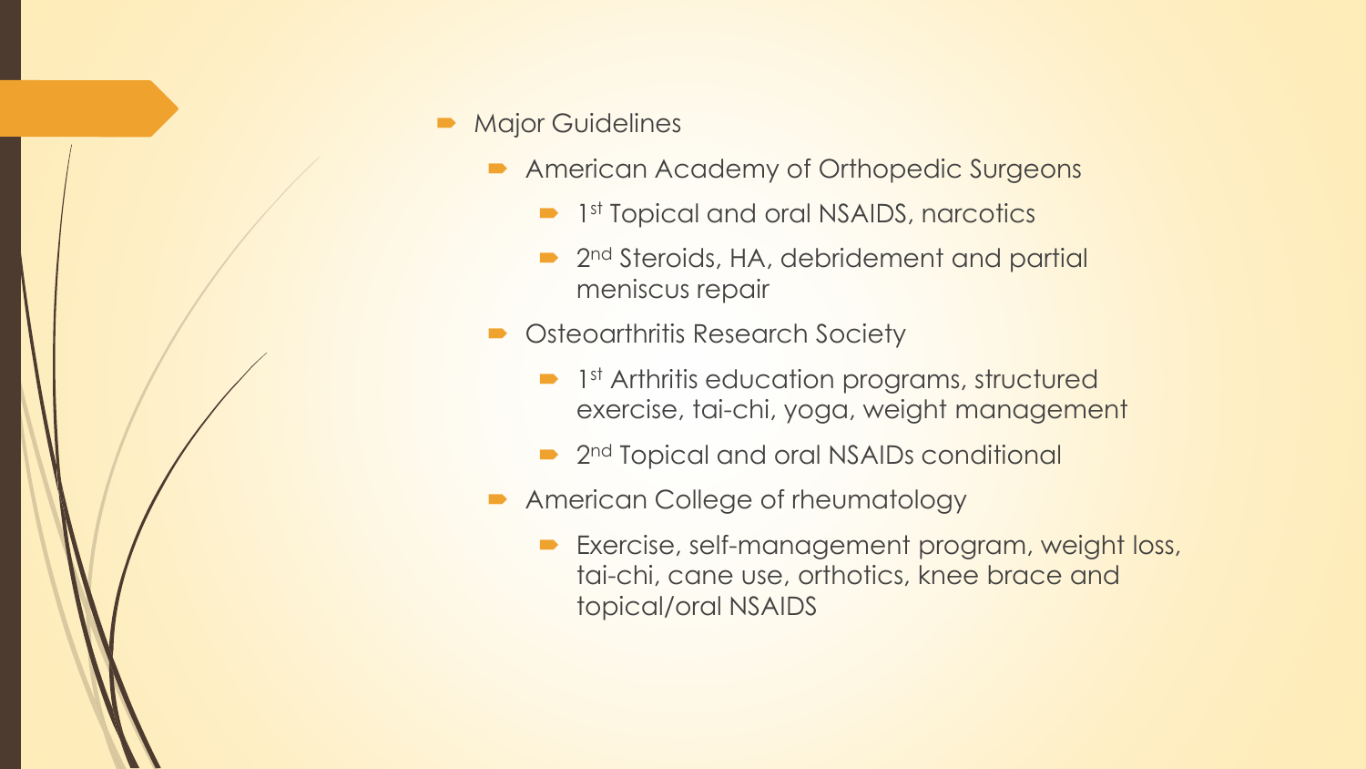- Major Guidelines
  - American Academy of Orthopedic Surgeons
    - 1st Topical and oral NSAIDS, narcotics
    - 2nd Steroids, HA, debridement and partial meniscus repair
  - Osteoarthritis Research Society
    - 1st Arthritis education programs, structured exercise, tai-chi, yoga, weight management
    - 2nd Topical and oral NSAIDs conditional
  - American College of rheumatology
    - Exercise, self-management program, weight loss, tai-chi, cane use, orthotics, knee brace and topical/oral NSAIDS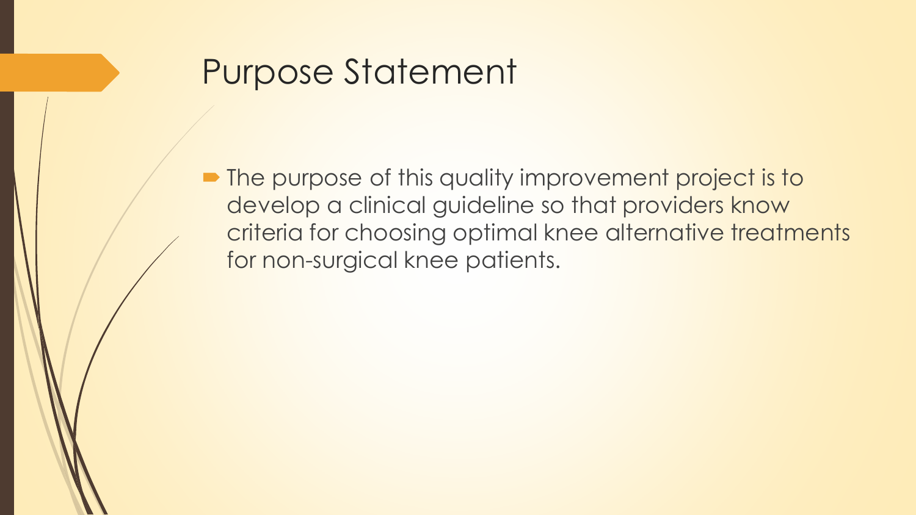# Purpose Statement

- The purpose of this quality improvement project is to develop a clinical guideline so that providers know criteria for choosing optimal knee alternative treatments for non-surgical knee patients.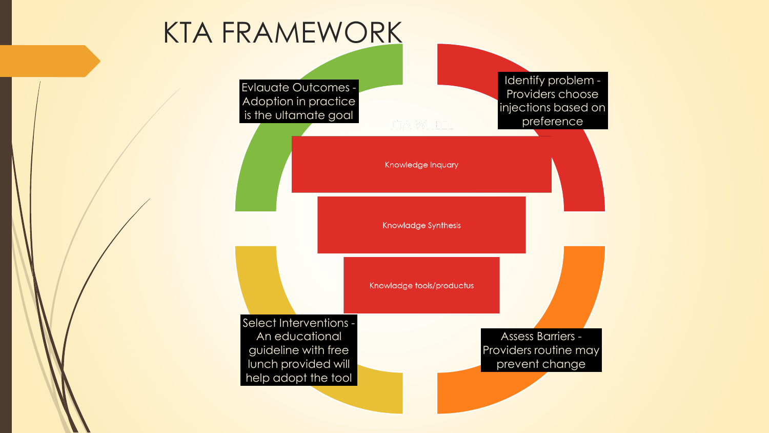# KTA FRAMEWORK

Identify problem - Providers choose injections based on preference

Knowledge Inquary

Knowladge Synthesis

Knowladge tools/productus

Assess Barriers - Providers routine may prevent change

Select Interventions - An educational guideline with free lunch provided will help adopt the tool

Evlauate Outcomes - Adoption in practice is the ultamate goal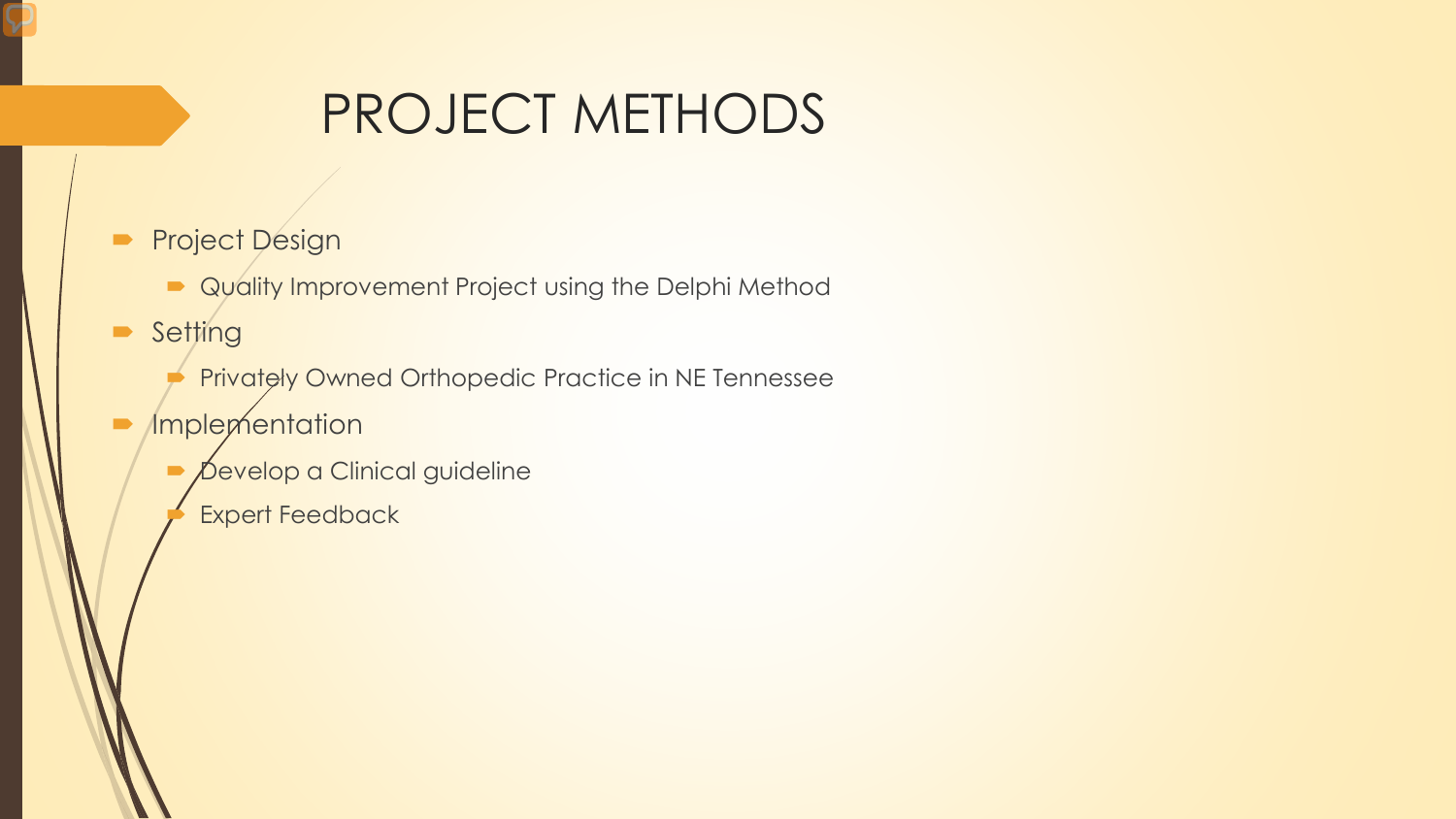# PROJECT METHODS

- Project Design
  - Quality Improvement Project using the Delphi Method
- Setting
  - Privately Owned Orthopedic Practice in NE Tennessee
- Implementation
  - Develop a Clinical guideline
  - Expert Feedback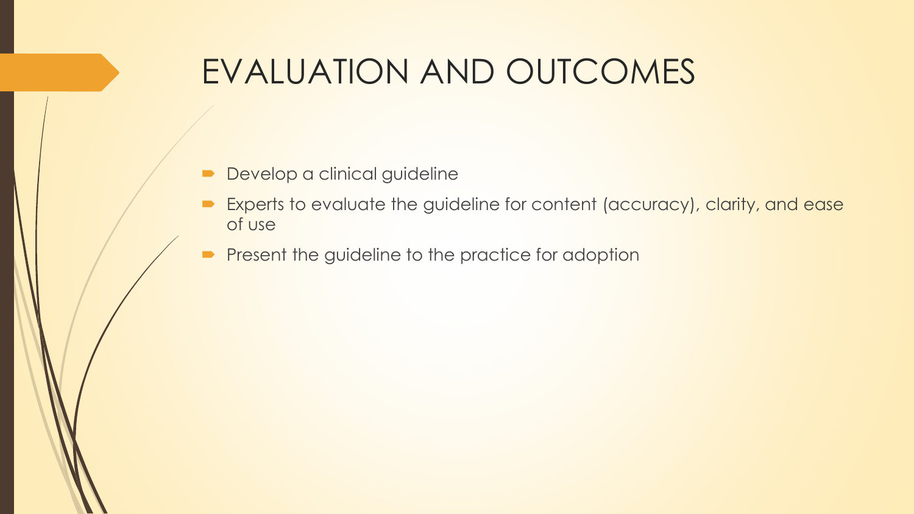# EVALUATION AND OUTCOMES

- Develop a clinical guideline
- Experts to evaluate the guideline for content (accuracy), clarity, and ease of use
- Present the guideline to the practice for adoption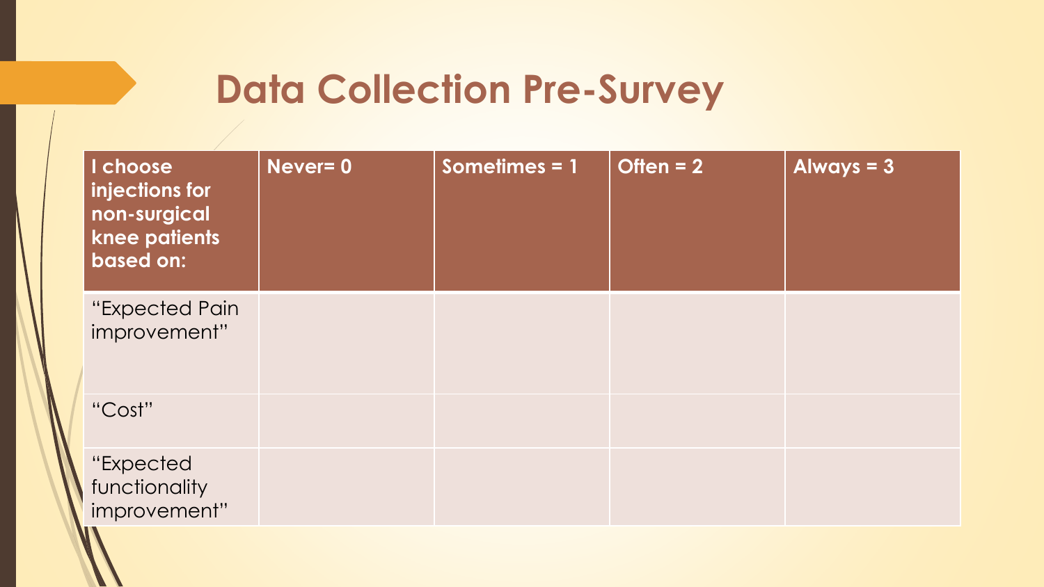# Data Collection Pre-Survey

| I choose injections for non-surgical knee patients based on: | Never= 0 | Sometimes = 1 | Often = 2 | Always = 3 |
| --- | --- | --- | --- | --- |
| "Expected Pain improvement" | | | | |
| "Cost" | | | | |
| "Expected functionality improvement" | | | | |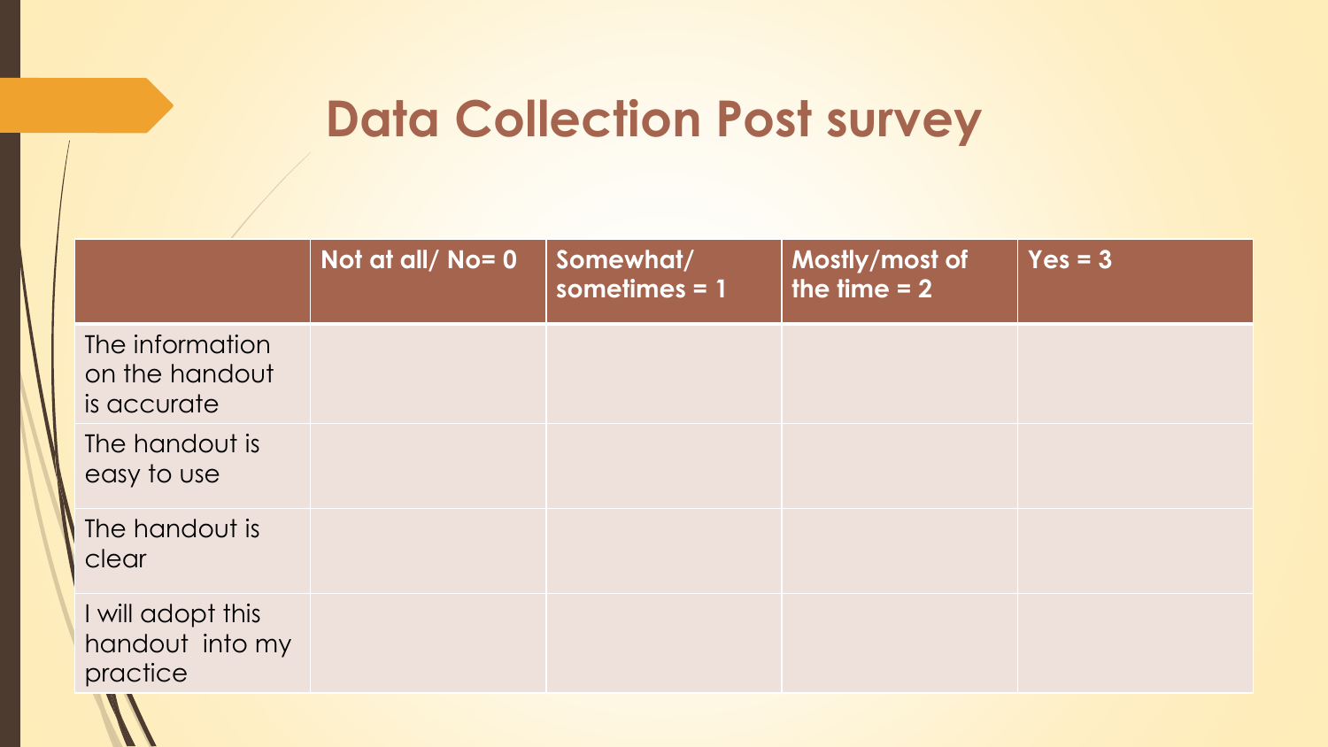# Data Collection Post survey

| | Not at all/ No= 0 | Somewhat/ sometimes = 1 | Mostly/most of the time = 2 | Yes = 3 |
|---|---|---|---|---|
| The information on the handout is accurate | | | | |
| The handout is easy to use | | | | |
| The handout is clear | | | | |
| I will adopt this handout into my practice | | | | |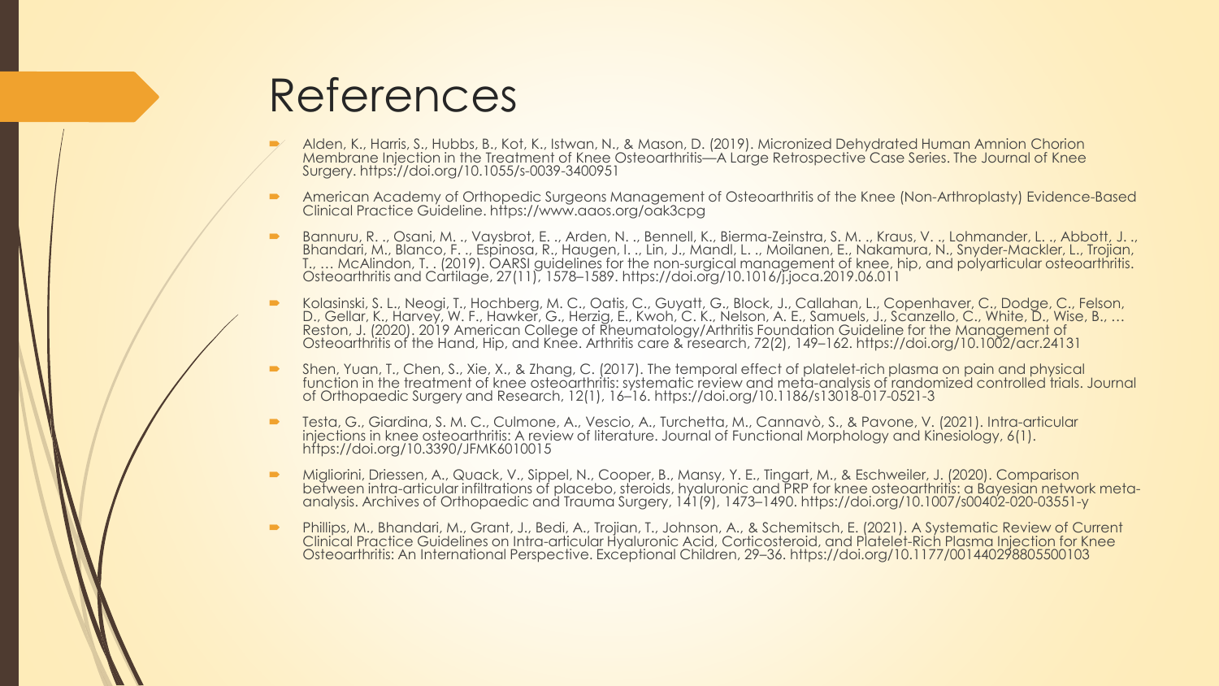# References

- Alden, K., Harris, S., Hubbs, B., Kot, K., Istwan, N., & Mason, D. (2019). Micronized Dehydrated Human Amnion Chorion Membrane Injection in the Treatment of Knee Osteoarthritis—A Large Retrospective Case Series. The Journal of Knee Surgery. https://doi.org/10.1055/s-0039-3400951
- American Academy of Orthopedic Surgeons Management of Osteoarthritis of the Knee (Non-Arthroplasty) Evidence-Based Clinical Practice Guideline. https://www.aaos.org/oak3cpg
- Bannuru, R. ., Osani, M. ., Vaysbrot, E. ., Arden, N. ., Bennell, K., Bierma-Zeinstra, S. M. ., Kraus, V. ., Lohmander, L. ., Abbott, J. ., Bhandari, M., Blanco, F. ., Espinosa, R., Haugen, I. ., Lin, J., Mandl, L. ., Moilanen, E., Nakamura, N., Snyder-Mackler, L., Trojian, T., … McAlindon, T. . (2019). OARSI guidelines for the non-surgical management of knee, hip, and polyarticular osteoarthritis. Osteoarthritis and Cartilage, 27(11), 1578–1589. https://doi.org/10.1016/j.joca.2019.06.011
- Kolasinski, S. L., Neogi, T., Hochberg, M. C., Oatis, C., Guyatt, G., Block, J., Callahan, L., Copenhaver, C., Dodge, C., Felson, D., Gellar, K., Harvey, W. F., Hawker, G., Herzig, E., Kwoh, C. K., Nelson, A. E., Samuels, J., Scanzello, C., White, D., Wise, B., … Reston, J. (2020). 2019 American College of Rheumatology/Arthritis Foundation Guideline for the Management of Osteoarthritis of the Hand, Hip, and Knee. Arthritis care & research, 72(2), 149–162. https://doi.org/10.1002/acr.24131
- Shen, Yuan, T., Chen, S., Xie, X., & Zhang, C. (2017). The temporal effect of platelet-rich plasma on pain and physical function in the treatment of knee osteoarthritis: systematic review and meta-analysis of randomized controlled trials. Journal of Orthopaedic Surgery and Research, 12(1), 16–16. https://doi.org/10.1186/s13018-017-0521-3
- Testa, G., Giardina, S. M. C., Culmone, A., Vescio, A., Turchetta, M., Cannavò, S., & Pavone, V. (2021). Intra-articular injections in knee osteoarthritis: A review of literature. Journal of Functional Morphology and Kinesiology, 6(1). https://doi.org/10.3390/JFMK6010015
- Migliorini, Driessen, A., Quack, V., Sippel, N., Cooper, B., Mansy, Y. E., Tingart, M., & Eschweiler, J. (2020). Comparison between intra-articular infiltrations of placebo, steroids, hyaluronic and PRP for knee osteoarthritis: a Bayesian network meta-analysis. Archives of Orthopaedic and Trauma Surgery, 141(9), 1473–1490. https://doi.org/10.1007/s00402-020-03551-y
- Phillips, M., Bhandari, M., Grant, J., Bedi, A., Trojian, T., Johnson, A., & Schemitsch, E. (2021). A Systematic Review of Current Clinical Practice Guidelines on Intra-articular Hyaluronic Acid, Corticosteroid, and Platelet-Rich Plasma Injection for Knee Osteoarthritis: An International Perspective. Exceptional Children, 29–36. https://doi.org/10.1177/001440298805500103